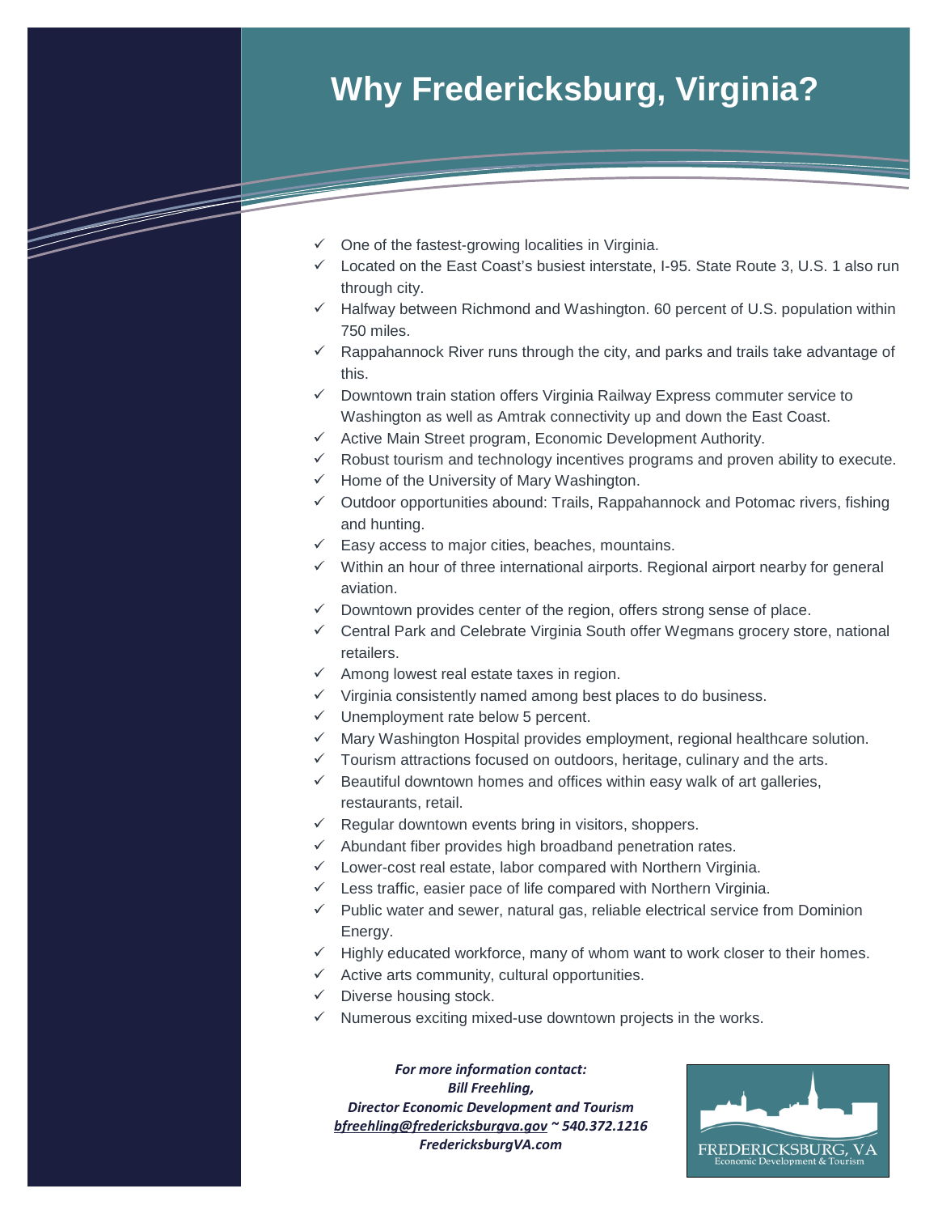# Why Fredericksburg, Virginia?

- ✓ One of the fastest-growing localities in Virginia.
- ✓ Located on the East Coast's busiest interstate, I-95. State Route 3, U.S. 1 also run through city.
- ✓ Halfway between Richmond and Washington. 60 percent of U.S. population within 750 miles.
- ✓ Rappahannock River runs through the city, and parks and trails take advantage of this.
- ✓ Downtown train station offers Virginia Railway Express commuter service to Washington as well as Amtrak connectivity up and down the East Coast.
- ✓ Active Main Street program, Economic Development Authority.
- ✓ Robust tourism and technology incentives programs and proven ability to execute.
- ✓ Home of the University of Mary Washington.
- ✓ Outdoor opportunities abound: Trails, Rappahannock and Potomac rivers, fishing and hunting.
- ✓ Easy access to major cities, beaches, mountains.
- ✓ Within an hour of three international airports. Regional airport nearby for general aviation.
- ✓ Downtown provides center of the region, offers strong sense of place.
- ✓ Central Park and Celebrate Virginia South offer Wegmans grocery store, national retailers.
- ✓ Among lowest real estate taxes in region.
- ✓ Virginia consistently named among best places to do business.
- ✓ Unemployment rate below 5 percent.
- ✓ Mary Washington Hospital provides employment, regional healthcare solution.
- ✓ Tourism attractions focused on outdoors, heritage, culinary and the arts.
- ✓ Beautiful downtown homes and offices within easy walk of art galleries, restaurants, retail.
- ✓ Regular downtown events bring in visitors, shoppers.
- ✓ Abundant fiber provides high broadband penetration rates.
- ✓ Lower-cost real estate, labor compared with Northern Virginia.
- ✓ Less traffic, easier pace of life compared with Northern Virginia.
- ✓ Public water and sewer, natural gas, reliable electrical service from Dominion Energy.
- ✓ Highly educated workforce, many of whom want to work closer to their homes.
- ✓ Active arts community, cultural opportunities.
- ✓ Diverse housing stock.
- ✓ Numerous exciting mixed-use downtown projects in the works.

***For more information contact:***
***Bill Freehling,***
***Director Economic Development and Tourism***
***bfreehling@fredericksburgva.gov ~ 540.372.1216***
***FredericksburgVA.com***

FREDERICKSBURG, VA
Economic Development & Tourism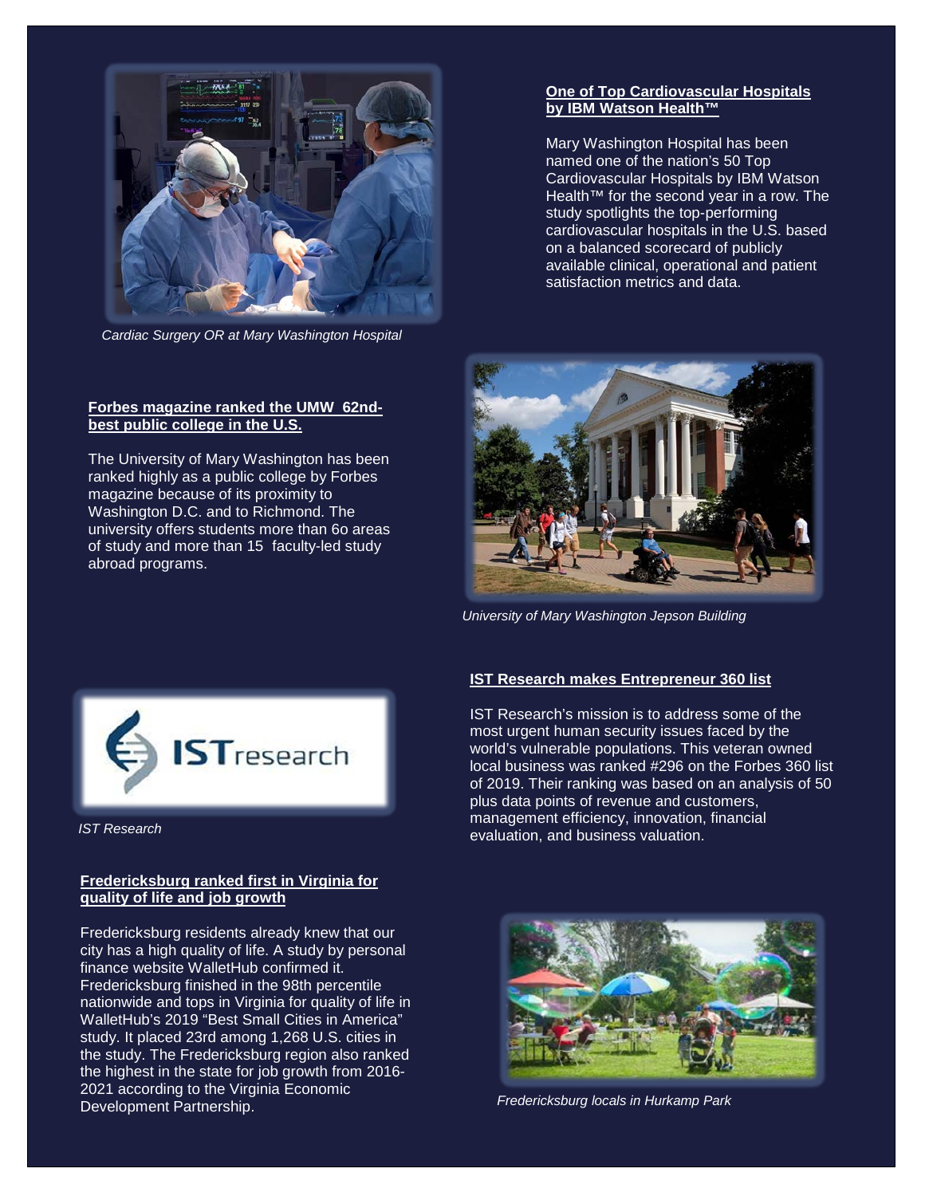Cardiac Surgery OR at Mary Washington Hospital

## One of Top Cardiovascular Hospitals by IBM Watson Health™

Mary Washington Hospital has been named one of the nation's 50 Top Cardiovascular Hospitals by IBM Watson Health™ for the second year in a row. The study spotlights the top-performing cardiovascular hospitals in the U.S. based on a balanced scorecard of publicly available clinical, operational and patient satisfaction metrics and data.

## Forbes magazine ranked the UMW 62nd-best public college in the U.S.

The University of Mary Washington has been ranked highly as a public college by Forbes magazine because of its proximity to Washington D.C. and to Richmond. The university offers students more than 6o areas of study and more than 15 faculty-led study abroad programs.

University of Mary Washington Jepson Building

## IST Research makes Entrepreneur 360 list

IST Research's mission is to address some of the most urgent human security issues faced by the world's vulnerable populations. This veteran owned local business was ranked #296 on the Forbes 360 list of 2019. Their ranking was based on an analysis of 50 plus data points of revenue and customers, management efficiency, innovation, financial evaluation, and business valuation.

IST Research

## Fredericksburg ranked first in Virginia for quality of life and job growth

Fredericksburg residents already knew that our city has a high quality of life. A study by personal finance website WalletHub confirmed it. Fredericksburg finished in the 98th percentile nationwide and tops in Virginia for quality of life in WalletHub's 2019 "Best Small Cities in America" study. It placed 23rd among 1,268 U.S. cities in the study. The Fredericksburg region also ranked the highest in the state for job growth from 2016-2021 according to the Virginia Economic Development Partnership.

Fredericksburg locals in Hurkamp Park